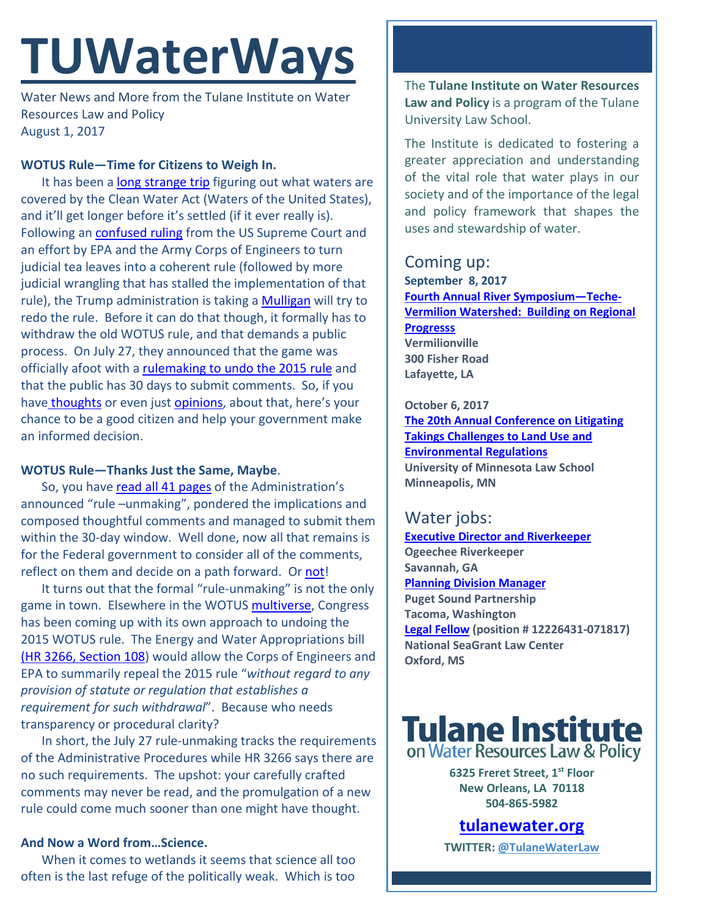# TUWaterWays

Water News and More from the Tulane Institute on Water Resources Law and Policy
August 1, 2017

**WOTUS Rule—Time for Citizens to Weigh In.**

It has been a long strange trip figuring out what waters are covered by the Clean Water Act (Waters of the United States), and it'll get longer before it's settled (if it ever really is). Following an confused ruling from the US Supreme Court and an effort by EPA and the Army Corps of Engineers to turn judicial tea leaves into a coherent rule (followed by more judicial wrangling that has stalled the implementation of that rule), the Trump administration is taking a Mulligan will try to redo the rule. Before it can do that though, it formally has to withdraw the old WOTUS rule, and that demands a public process. On July 27, they announced that the game was officially afoot with a rulemaking to undo the 2015 rule and that the public has 30 days to submit comments. So, if you have thoughts or even just opinions, about that, here's your chance to be a good citizen and help your government make an informed decision.

**WOTUS Rule—Thanks Just the Same, Maybe.**

So, you have read all 41 pages of the Administration's announced "rule –unmaking", pondered the implications and composed thoughtful comments and managed to submit them within the 30-day window. Well done, now all that remains is for the Federal government to consider all of the comments, reflect on them and decide on a path forward. Or not!

It turns out that the formal "rule-unmaking" is not the only game in town. Elsewhere in the WOTUS multiverse, Congress has been coming up with its own approach to undoing the 2015 WOTUS rule. The Energy and Water Appropriations bill (HR 3266, Section 108) would allow the Corps of Engineers and EPA to summarily repeal the 2015 rule "*without regard to any provision of statute or regulation that establishes a requirement for such withdrawal*". Because who needs transparency or procedural clarity?

In short, the July 27 rule-unmaking tracks the requirements of the Administrative Procedures while HR 3266 says there are no such requirements. The upshot: your carefully crafted comments may never be read, and the promulgation of a new rule could come much sooner than one might have thought.

**And Now a Word from…Science.**

When it comes to wetlands it seems that science all too often is the last refuge of the politically weak. Which is too

---

The **Tulane Institute on Water Resources Law and Policy** is a program of the Tulane University Law School.

The Institute is dedicated to fostering a greater appreciation and understanding of the vital role that water plays in our society and of the importance of the legal and policy framework that shapes the uses and stewardship of water.

## Coming up:

**September 8, 2017**
**Fourth Annual River Symposium—Teche-Vermilion Watershed: Building on Regional Progresss**
**Vermilionville**
**300 Fisher Road**
**Lafayette, LA**

**October 6, 2017**
**The 20th Annual Conference on Litigating Takings Challenges to Land Use and Environmental Regulations**
**University of Minnesota Law School**
**Minneapolis, MN**

## Water jobs:

**Executive Director and Riverkeeper**
**Ogeechee Riverkeeper**
**Savannah, GA**
**Planning Division Manager**
**Puget Sound Partnership**
**Tacoma, Washington**
**Legal Fellow (position # 12226431-071817)**
**National SeaGrant Law Center**
**Oxford, MS**

**Tulane Institute on Water Resources Law & Policy**

**6325 Freret Street, 1st Floor**
**New Orleans, LA 70118**
**504-865-5982**

**tulanewater.org**

**TWITTER: @TulaneWaterLaw**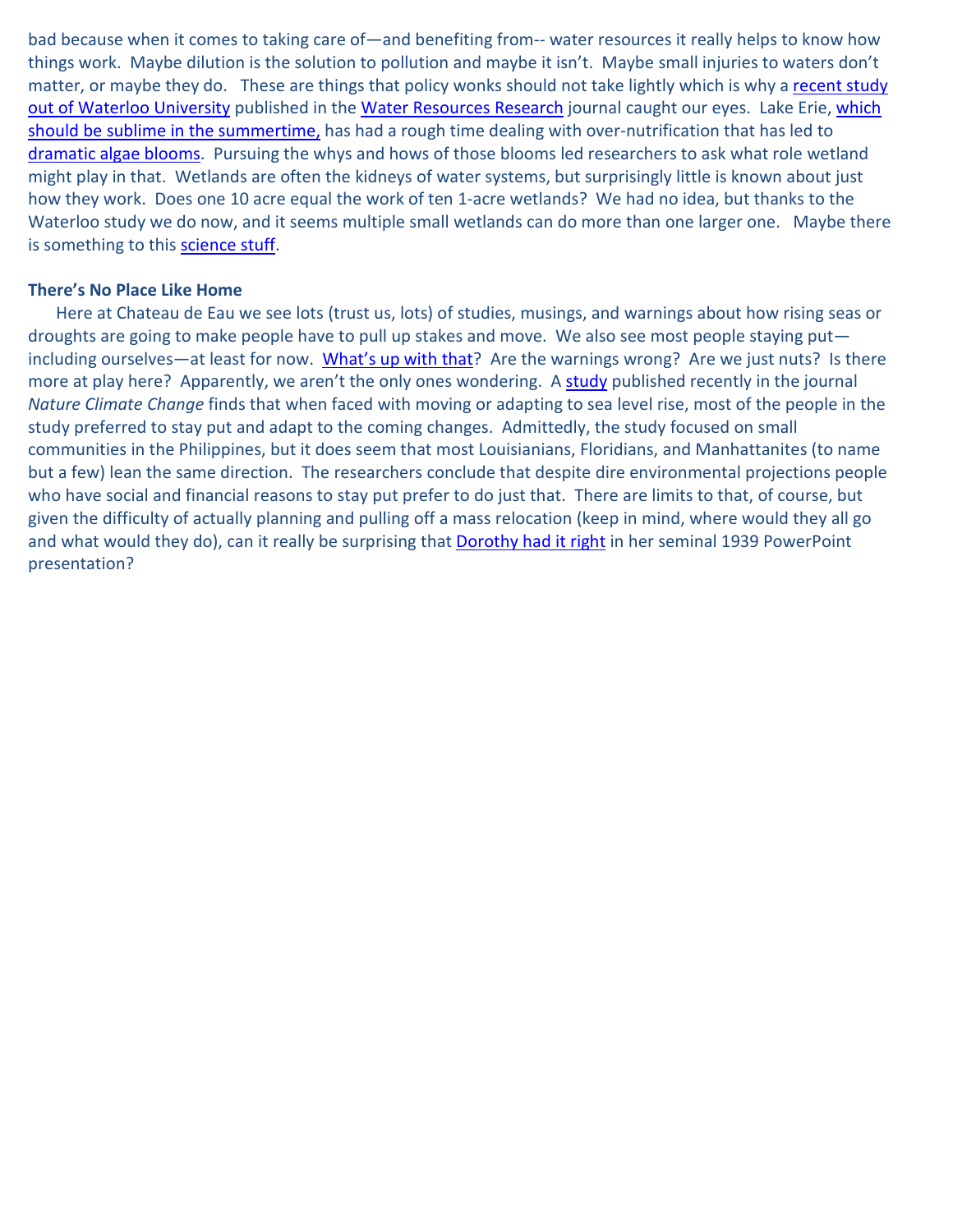bad because when it comes to taking care of—and benefiting from-- water resources it really helps to know how things work. Maybe dilution is the solution to pollution and maybe it isn't. Maybe small injuries to waters don't matter, or maybe they do. These are things that policy wonks should not take lightly which is why a recent study out of Waterloo University published in the Water Resources Research journal caught our eyes. Lake Erie, which should be sublime in the summertime, has had a rough time dealing with over-nutrification that has led to dramatic algae blooms. Pursuing the whys and hows of those blooms led researchers to ask what role wetland might play in that. Wetlands are often the kidneys of water systems, but surprisingly little is known about just how they work. Does one 10 acre equal the work of ten 1-acre wetlands? We had no idea, but thanks to the Waterloo study we do now, and it seems multiple small wetlands can do more than one larger one. Maybe there is something to this science stuff.

**There's No Place Like Home**

Here at Chateau de Eau we see lots (trust us, lots) of studies, musings, and warnings about how rising seas or droughts are going to make people have to pull up stakes and move. We also see most people staying put—including ourselves—at least for now. What's up with that? Are the warnings wrong? Are we just nuts? Is there more at play here? Apparently, we aren't the only ones wondering. A study published recently in the journal *Nature Climate Change* finds that when faced with moving or adapting to sea level rise, most of the people in the study preferred to stay put and adapt to the coming changes. Admittedly, the study focused on small communities in the Philippines, but it does seem that most Louisianians, Floridians, and Manhattanites (to name but a few) lean the same direction. The researchers conclude that despite dire environmental projections people who have social and financial reasons to stay put prefer to do just that. There are limits to that, of course, but given the difficulty of actually planning and pulling off a mass relocation (keep in mind, where would they all go and what would they do), can it really be surprising that Dorothy had it right in her seminal 1939 PowerPoint presentation?